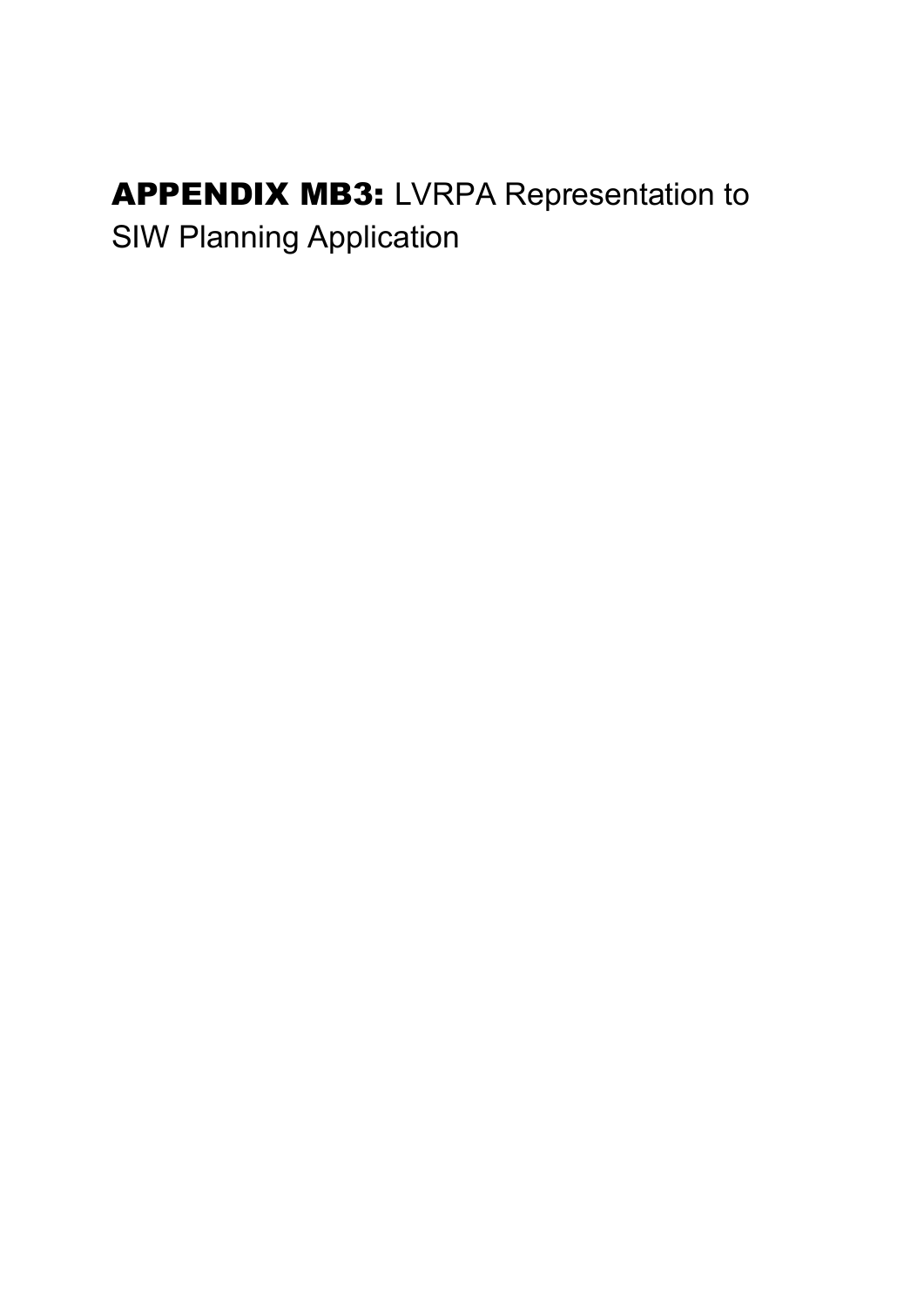**APPENDIX MB3:** LVRPA Representation to SIW Planning Application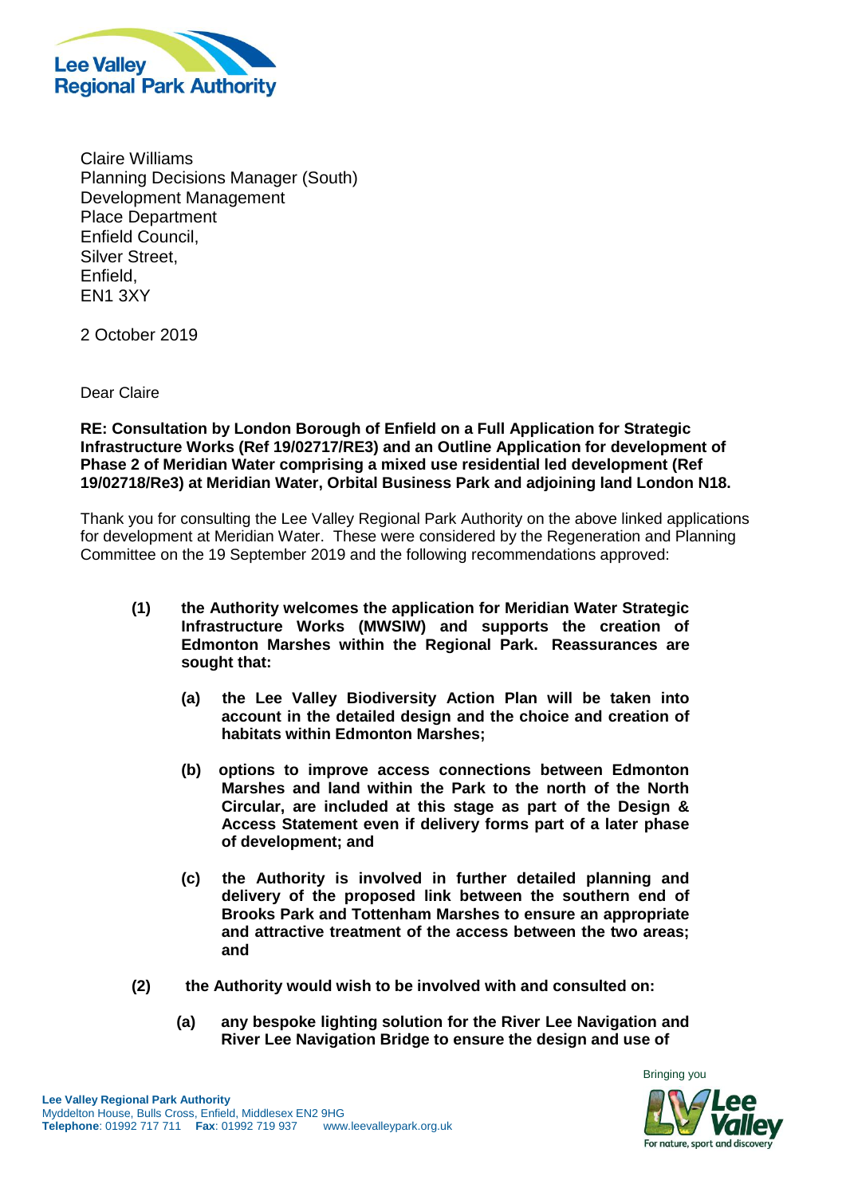Claire Williams
Planning Decisions Manager (South)
Development Management
Place Department
Enfield Council,
Silver Street,
Enfield,
EN1 3XY

2 October 2019

Dear Claire

**RE: Consultation by London Borough of Enfield on a Full Application for Strategic Infrastructure Works (Ref 19/02717/RE3) and an Outline Application for development of Phase 2 of Meridian Water comprising a mixed use residential led development (Ref 19/02718/Re3) at Meridian Water, Orbital Business Park and adjoining land London N18.**

Thank you for consulting the Lee Valley Regional Park Authority on the above linked applications for development at Meridian Water. These were considered by the Regeneration and Planning Committee on the 19 September 2019 and the following recommendations approved:

**(1) the Authority welcomes the application for Meridian Water Strategic Infrastructure Works (MWSIW) and supports the creation of Edmonton Marshes within the Regional Park. Reassurances are sought that:**

**(a) the Lee Valley Biodiversity Action Plan will be taken into account in the detailed design and the choice and creation of habitats within Edmonton Marshes;**

**(b) options to improve access connections between Edmonton Marshes and land within the Park to the north of the North Circular, are included at this stage as part of the Design & Access Statement even if delivery forms part of a later phase of development; and**

**(c) the Authority is involved in further detailed planning and delivery of the proposed link between the southern end of Brooks Park and Tottenham Marshes to ensure an appropriate and attractive treatment of the access between the two areas; and**

**(2) the Authority would wish to be involved with and consulted on:**

**(a) any bespoke lighting solution for the River Lee Navigation and River Lee Navigation Bridge to ensure the design and use of**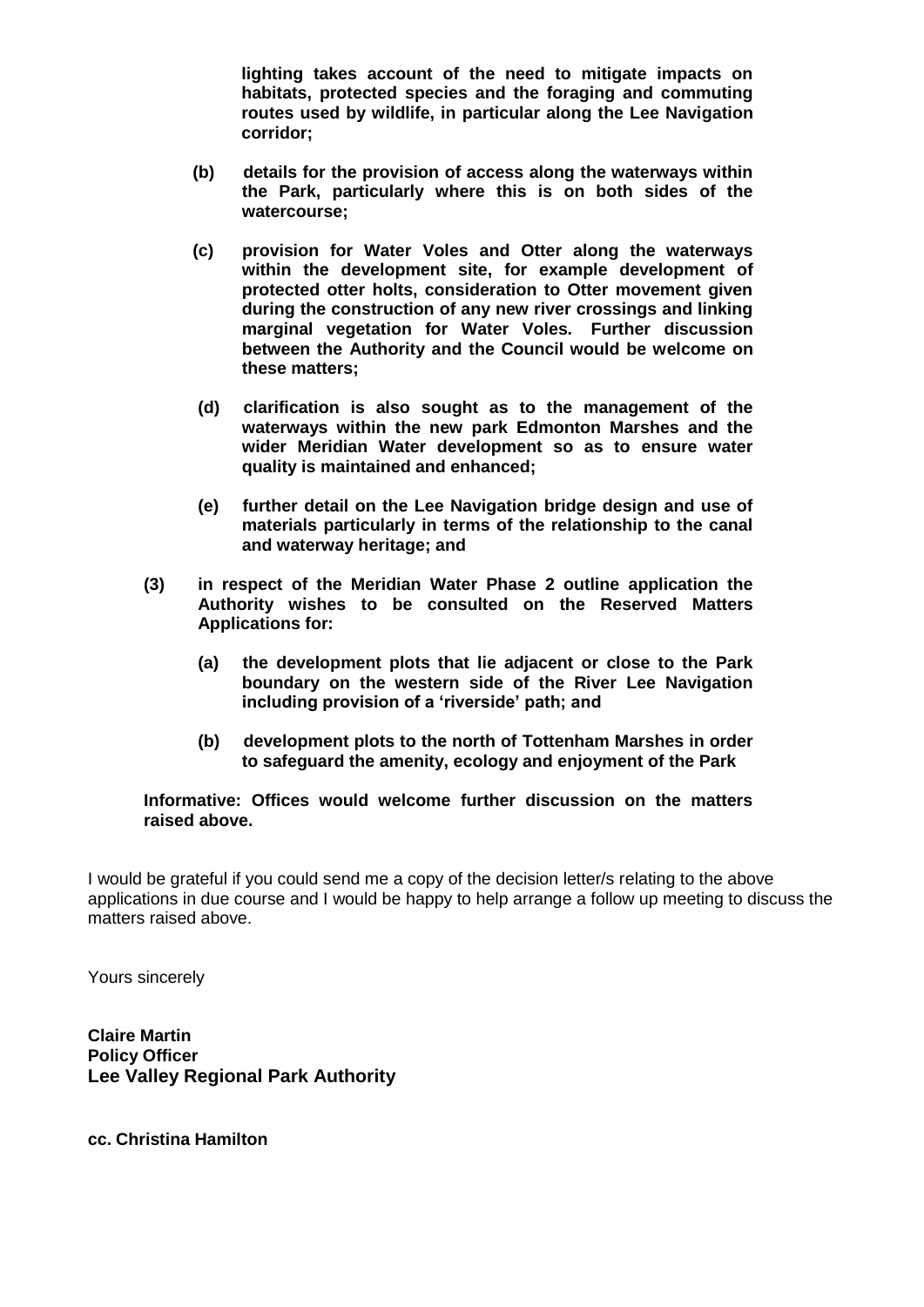**lighting takes account of the need to mitigate impacts on habitats, protected species and the foraging and commuting routes used by wildlife, in particular along the Lee Navigation corridor;**

**(b) details for the provision of access along the waterways within the Park, particularly where this is on both sides of the watercourse;**

**(c) provision for Water Voles and Otter along the waterways within the development site, for example development of protected otter holts, consideration to Otter movement given during the construction of any new river crossings and linking marginal vegetation for Water Voles. Further discussion between the Authority and the Council would be welcome on these matters;**

**(d) clarification is also sought as to the management of the waterways within the new park Edmonton Marshes and the wider Meridian Water development so as to ensure water quality is maintained and enhanced;**

**(e) further detail on the Lee Navigation bridge design and use of materials particularly in terms of the relationship to the canal and waterway heritage; and**

**(3) in respect of the Meridian Water Phase 2 outline application the Authority wishes to be consulted on the Reserved Matters Applications for:**

**(a) the development plots that lie adjacent or close to the Park boundary on the western side of the River Lee Navigation including provision of a 'riverside' path; and**

**(b) development plots to the north of Tottenham Marshes in order to safeguard the amenity, ecology and enjoyment of the Park**

**Informative: Offices would welcome further discussion on the matters raised above.**

I would be grateful if you could send me a copy of the decision letter/s relating to the above applications in due course and I would be happy to help arrange a follow up meeting to discuss the matters raised above.

Yours sincerely

**Claire Martin**
**Policy Officer**
**Lee Valley Regional Park Authority**

**cc. Christina Hamilton**